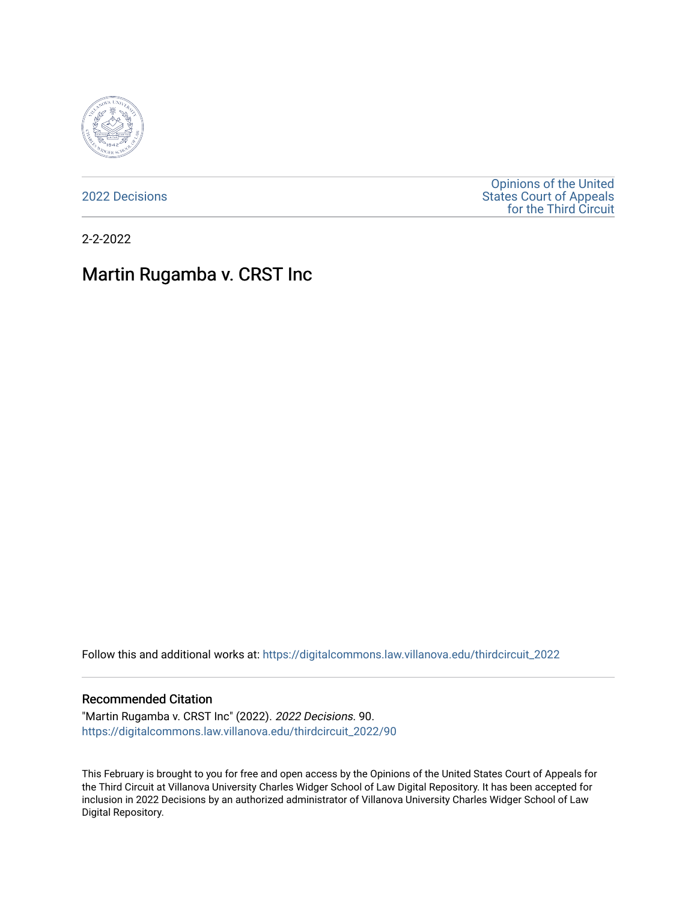2022 Decisions

Opinions of the United States Court of Appeals for the Third Circuit

2-2-2022

# Martin Rugamba v. CRST Inc

Follow this and additional works at: https://digitalcommons.law.villanova.edu/thirdcircuit_2022

## Recommended Citation

"Martin Rugamba v. CRST Inc" (2022). *2022 Decisions*. 90.
https://digitalcommons.law.villanova.edu/thirdcircuit_2022/90

This February is brought to you for free and open access by the Opinions of the United States Court of Appeals for the Third Circuit at Villanova University Charles Widger School of Law Digital Repository. It has been accepted for inclusion in 2022 Decisions by an authorized administrator of Villanova University Charles Widger School of Law Digital Repository.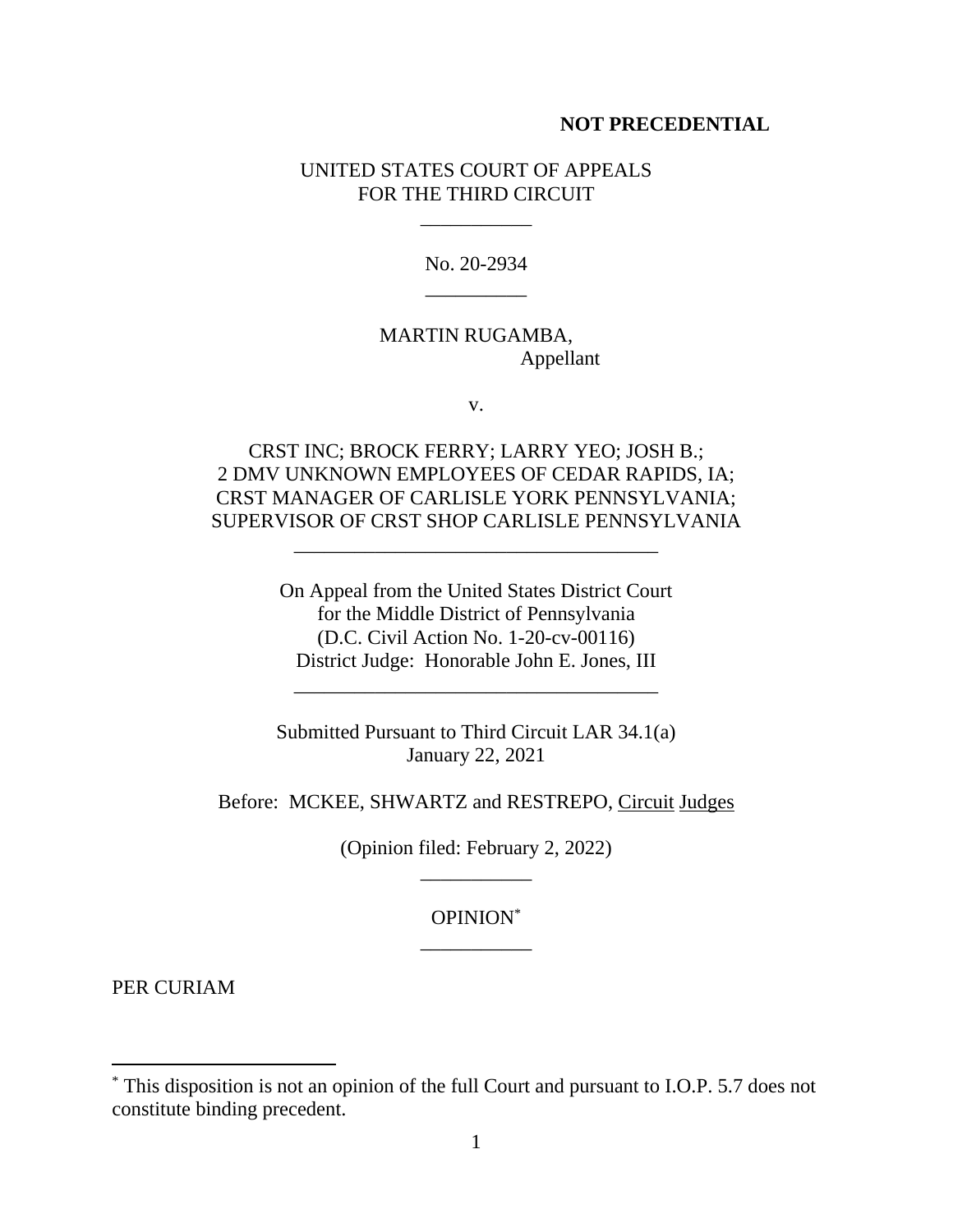**NOT PRECEDENTIAL**

UNITED STATES COURT OF APPEALS
FOR THE THIRD CIRCUIT

\_\_\_\_\_\_\_\_\_\_\_

No. 20-2934

\_\_\_\_\_\_\_\_\_\_

MARTIN RUGAMBA,
Appellant

v.

CRST INC; BROCK FERRY; LARRY YEO; JOSH B.;
2 DMV UNKNOWN EMPLOYEES OF CEDAR RAPIDS, IA;
CRST MANAGER OF CARLISLE YORK PENNSYLVANIA;
SUPERVISOR OF CRST SHOP CARLISLE PENNSYLVANIA

\_\_\_\_\_\_\_\_\_\_\_\_\_\_\_\_\_\_\_\_\_\_\_\_\_\_\_\_\_\_\_\_\_\_\_\_

On Appeal from the United States District Court
for the Middle District of Pennsylvania
(D.C. Civil Action No. 1-20-cv-00116)
District Judge: Honorable John E. Jones, III

\_\_\_\_\_\_\_\_\_\_\_\_\_\_\_\_\_\_\_\_\_\_\_\_\_\_\_\_\_\_\_\_\_\_\_\_

Submitted Pursuant to Third Circuit LAR 34.1(a)
January 22, 2021

Before: MCKEE, SHWARTZ and RESTREPO, Circuit Judges

(Opinion filed: February 2, 2022)

\_\_\_\_\_\_\_\_\_\_\_

OPINION*

\_\_\_\_\_\_\_\_\_\_\_

PER CURIAM

---

* This disposition is not an opinion of the full Court and pursuant to I.O.P. 5.7 does not constitute binding precedent.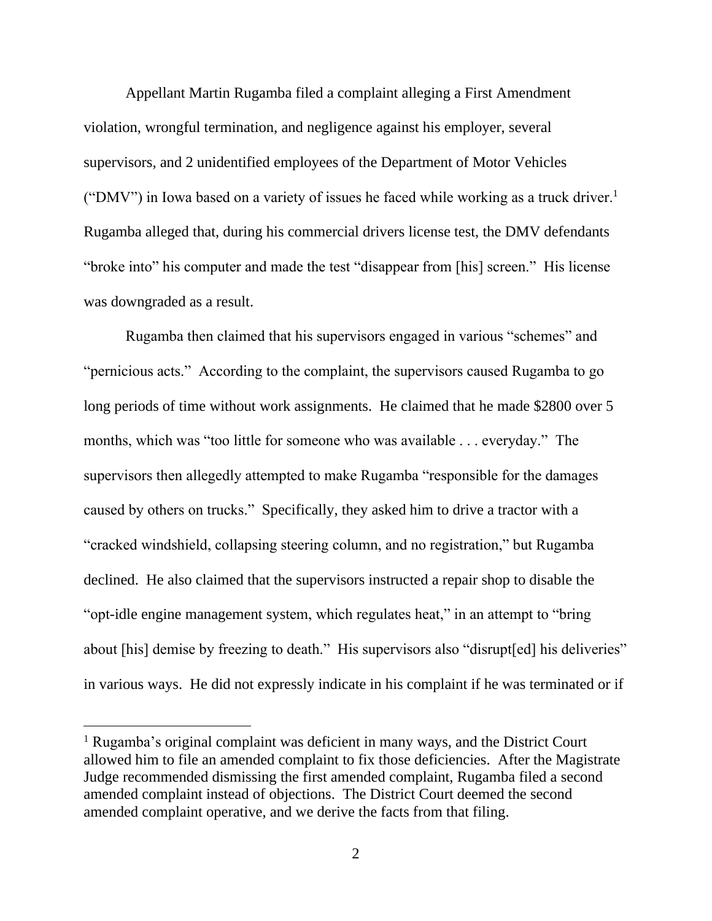Appellant Martin Rugamba filed a complaint alleging a First Amendment violation, wrongful termination, and negligence against his employer, several supervisors, and 2 unidentified employees of the Department of Motor Vehicles ("DMV") in Iowa based on a variety of issues he faced while working as a truck driver.[1] Rugamba alleged that, during his commercial drivers license test, the DMV defendants "broke into" his computer and made the test "disappear from [his] screen." His license was downgraded as a result.

Rugamba then claimed that his supervisors engaged in various "schemes" and "pernicious acts." According to the complaint, the supervisors caused Rugamba to go long periods of time without work assignments. He claimed that he made $2800 over 5 months, which was "too little for someone who was available . . . everyday." The supervisors then allegedly attempted to make Rugamba "responsible for the damages caused by others on trucks." Specifically, they asked him to drive a tractor with a "cracked windshield, collapsing steering column, and no registration," but Rugamba declined. He also claimed that the supervisors instructed a repair shop to disable the "opt-idle engine management system, which regulates heat," in an attempt to "bring about [his] demise by freezing to death." His supervisors also "disrupt[ed] his deliveries" in various ways. He did not expressly indicate in his complaint if he was terminated or if

[1] Rugamba's original complaint was deficient in many ways, and the District Court allowed him to file an amended complaint to fix those deficiencies. After the Magistrate Judge recommended dismissing the first amended complaint, Rugamba filed a second amended complaint instead of objections. The District Court deemed the second amended complaint operative, and we derive the facts from that filing.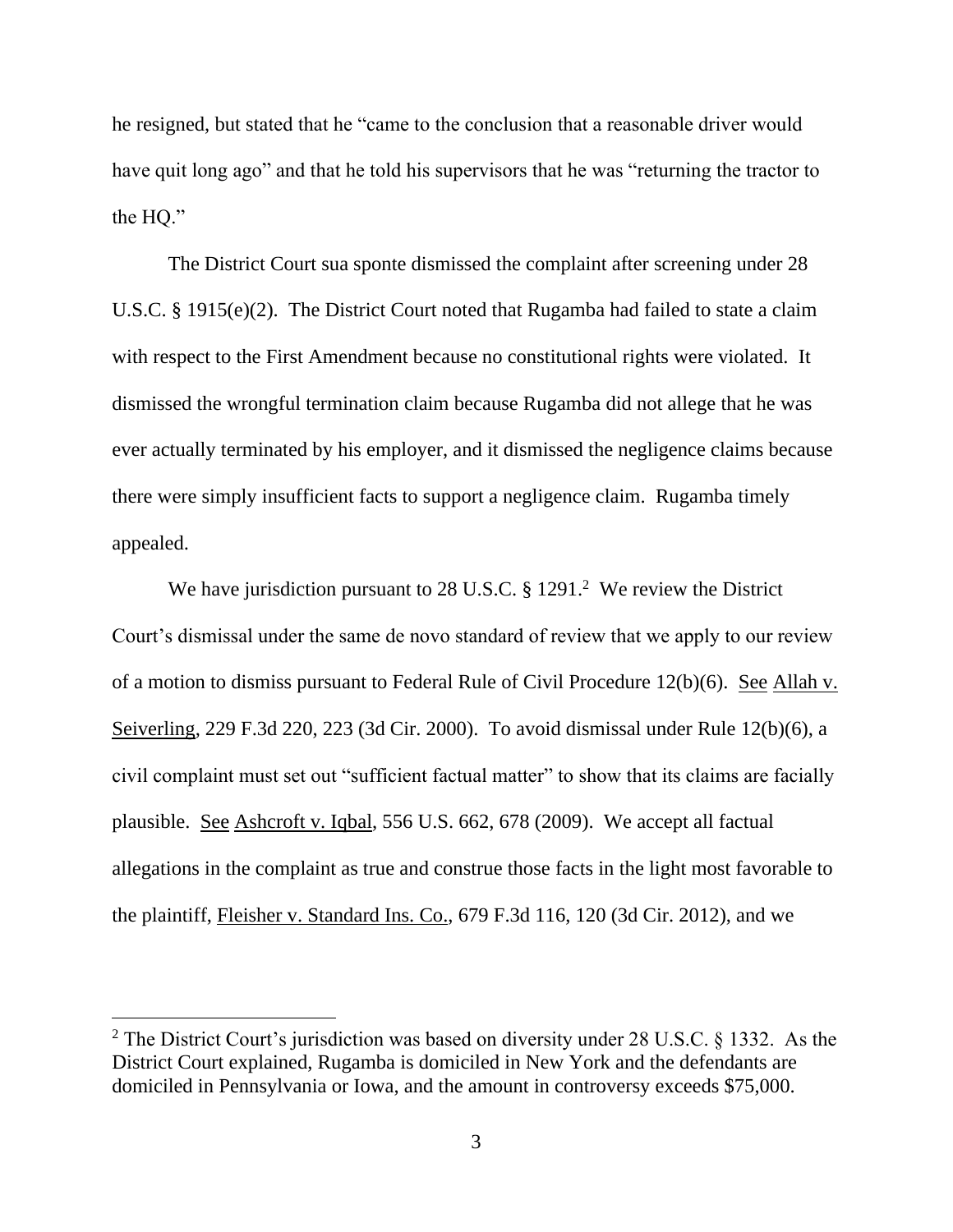he resigned, but stated that he "came to the conclusion that a reasonable driver would have quit long ago" and that he told his supervisors that he was "returning the tractor to the HQ."

The District Court sua sponte dismissed the complaint after screening under 28 U.S.C. § 1915(e)(2). The District Court noted that Rugamba had failed to state a claim with respect to the First Amendment because no constitutional rights were violated. It dismissed the wrongful termination claim because Rugamba did not allege that he was ever actually terminated by his employer, and it dismissed the negligence claims because there were simply insufficient facts to support a negligence claim. Rugamba timely appealed.

We have jurisdiction pursuant to 28 U.S.C. § 1291.[2] We review the District Court's dismissal under the same de novo standard of review that we apply to our review of a motion to dismiss pursuant to Federal Rule of Civil Procedure 12(b)(6). See Allah v. Seiverling, 229 F.3d 220, 223 (3d Cir. 2000). To avoid dismissal under Rule 12(b)(6), a civil complaint must set out "sufficient factual matter" to show that its claims are facially plausible. See Ashcroft v. Iqbal, 556 U.S. 662, 678 (2009). We accept all factual allegations in the complaint as true and construe those facts in the light most favorable to the plaintiff, Fleisher v. Standard Ins. Co., 679 F.3d 116, 120 (3d Cir. 2012), and we

[2] The District Court's jurisdiction was based on diversity under 28 U.S.C. § 1332. As the District Court explained, Rugamba is domiciled in New York and the defendants are domiciled in Pennsylvania or Iowa, and the amount in controversy exceeds $75,000.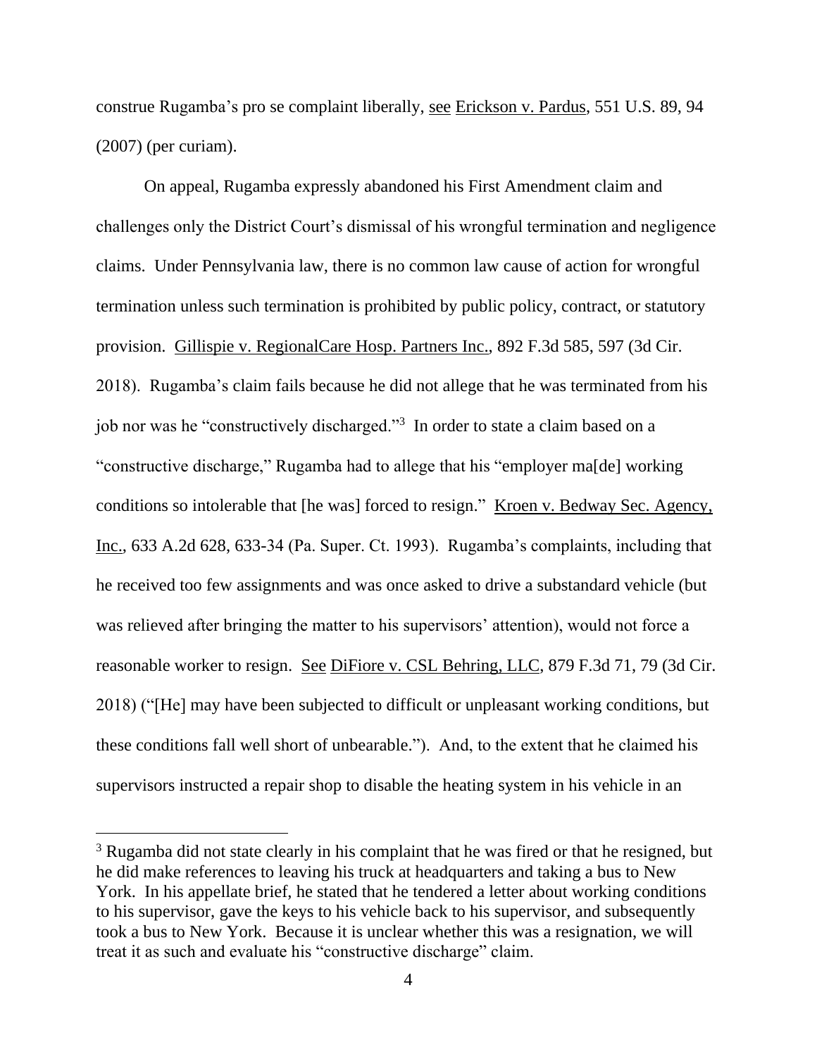construe Rugamba's pro se complaint liberally, see Erickson v. Pardus, 551 U.S. 89, 94 (2007) (per curiam).

On appeal, Rugamba expressly abandoned his First Amendment claim and challenges only the District Court's dismissal of his wrongful termination and negligence claims. Under Pennsylvania law, there is no common law cause of action for wrongful termination unless such termination is prohibited by public policy, contract, or statutory provision. Gillispie v. RegionalCare Hosp. Partners Inc., 892 F.3d 585, 597 (3d Cir. 2018). Rugamba's claim fails because he did not allege that he was terminated from his job nor was he "constructively discharged."[3] In order to state a claim based on a "constructive discharge," Rugamba had to allege that his "employer ma[de] working conditions so intolerable that [he was] forced to resign." Kroen v. Bedway Sec. Agency, Inc., 633 A.2d 628, 633-34 (Pa. Super. Ct. 1993). Rugamba's complaints, including that he received too few assignments and was once asked to drive a substandard vehicle (but was relieved after bringing the matter to his supervisors' attention), would not force a reasonable worker to resign. See DiFiore v. CSL Behring, LLC, 879 F.3d 71, 79 (3d Cir. 2018) ("[He] may have been subjected to difficult or unpleasant working conditions, but these conditions fall well short of unbearable."). And, to the extent that he claimed his supervisors instructed a repair shop to disable the heating system in his vehicle in an

[3] Rugamba did not state clearly in his complaint that he was fired or that he resigned, but he did make references to leaving his truck at headquarters and taking a bus to New York. In his appellate brief, he stated that he tendered a letter about working conditions to his supervisor, gave the keys to his vehicle back to his supervisor, and subsequently took a bus to New York. Because it is unclear whether this was a resignation, we will treat it as such and evaluate his "constructive discharge" claim.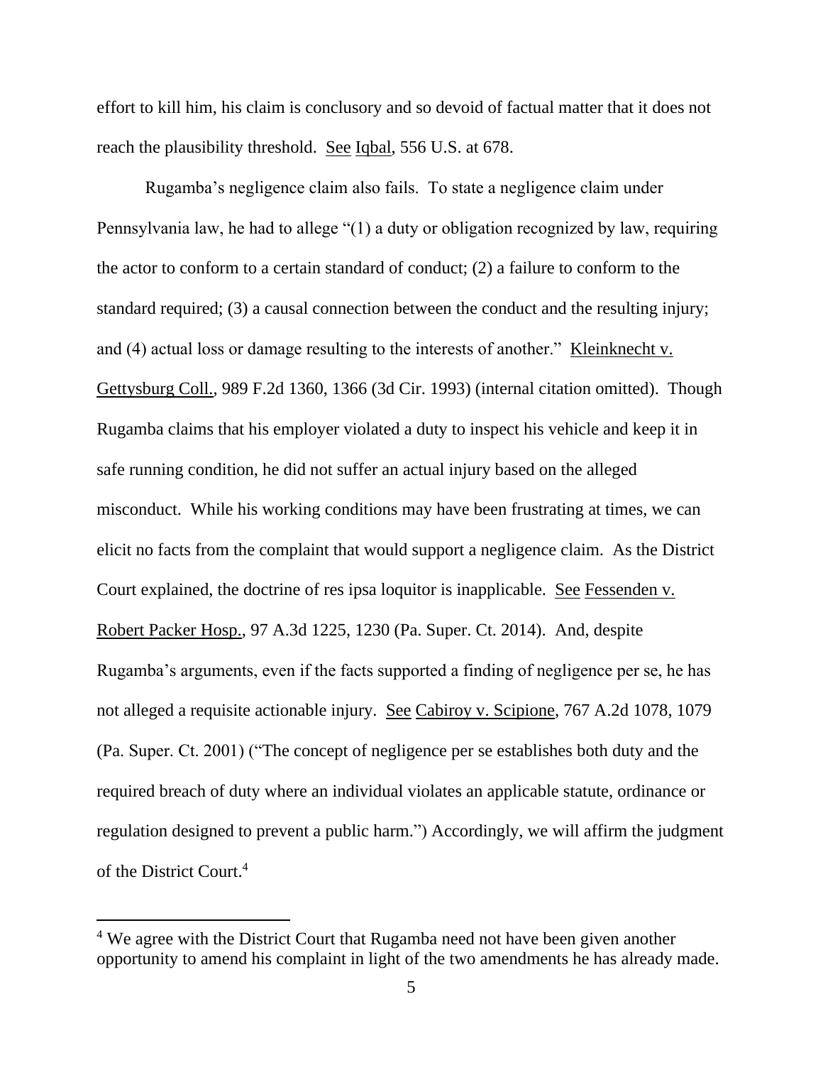effort to kill him, his claim is conclusory and so devoid of factual matter that it does not reach the plausibility threshold. See Iqbal, 556 U.S. at 678.

Rugamba's negligence claim also fails. To state a negligence claim under Pennsylvania law, he had to allege "(1) a duty or obligation recognized by law, requiring the actor to conform to a certain standard of conduct; (2) a failure to conform to the standard required; (3) a causal connection between the conduct and the resulting injury; and (4) actual loss or damage resulting to the interests of another." Kleinknecht v. Gettysburg Coll., 989 F.2d 1360, 1366 (3d Cir. 1993) (internal citation omitted). Though Rugamba claims that his employer violated a duty to inspect his vehicle and keep it in safe running condition, he did not suffer an actual injury based on the alleged misconduct. While his working conditions may have been frustrating at times, we can elicit no facts from the complaint that would support a negligence claim. As the District Court explained, the doctrine of res ipsa loquitor is inapplicable. See Fessenden v. Robert Packer Hosp., 97 A.3d 1225, 1230 (Pa. Super. Ct. 2014). And, despite Rugamba's arguments, even if the facts supported a finding of negligence per se, he has not alleged a requisite actionable injury. See Cabiroy v. Scipione, 767 A.2d 1078, 1079 (Pa. Super. Ct. 2001) ("The concept of negligence per se establishes both duty and the required breach of duty where an individual violates an applicable statute, ordinance or regulation designed to prevent a public harm.") Accordingly, we will affirm the judgment of the District Court.[4]

[4] We agree with the District Court that Rugamba need not have been given another opportunity to amend his complaint in light of the two amendments he has already made.